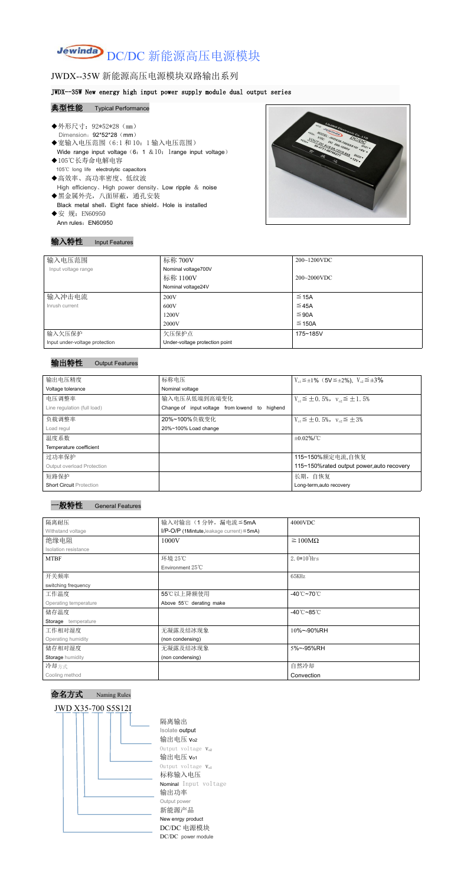# Jewinda DC/DC 新能源高压电源模块

## JWDX--35W 新能源高压电源模块双路输出系列

**JWDX--35W New energy high input power supply module dual output series**

### 典型性能 Typical Performance

- ◆外形尺寸：92*52*28（mm）
  Dimension：92*52*28（mm）
- ◆宽输入电压范围（6:1 和 10：1 输入电压范围）
  Wide range input voltage（6：1 & 10：1range input voltage）
- ◆105℃长寿命电解电容
  105℃ long life electrolytic capacitors
- ◆高效率、高功率密度、低纹波
  High efficiency、High power density、Low ripple & noise
- ◆黑金属外壳，八面屏蔽，通孔安装
  Black metal shell，Eight face shield，Hole is installed
- ◆安 规：EN60950
  Ann rules：EN60950

### 输入特性 Input Features

| 输入电压范围 Input voltage range | 标称 700V Nominal voltage700V | 200~1200VDC |
|---|---|---|
| | 标称 1100V Nominal voltage24V | 200~2000VDC |
| 输入冲击电流 Inrush current | 200V | ≦15A |
| | 600V | ≦45A |
| | 1200V | ≦90A |
| | 2000V | ≦150A |
| 输入欠压保护 Input under-voltage protection | 欠压保护点 Under-voltage protection point | 175~185V |

### 输出特性 Output Features

| 输出电压精度 Voltage tolerance | 标称电压 Nominal voltage | $V_{o1}$≦±1%（5V≦±2%），$V_{o2}$≦±3% |
|---|---|---|
| 电压调整率 Line regulation (full load) | 输入电压从低端到高端变化 Change of input voltage from lowend to highend | $V_{o1}$≦±0.5%，$V_{o2}$≦±1.5% |
| 负载调整率 Load regul | 20%~100%负载变化 20%~100% Load change | $V_{o1}$≦±0.5%，$V_{o2}$≦±3% |
| 温度系数 Temperature coefficient | | ±0.02%/℃ |
| 过功率保护 Output overload Protection | | 115~150%额定电流,自恢复 115~150%rated output power,auto recovery |
| 短路保护 Short Circuit Protection | | 长期，自恢复 Long-term,auto recovery |

### 一般特性 General Features

| 隔离耐压 Withstand voltage | 输入对输出（1 分钟，漏电流≦5mA I/P-O/P (1Mintute,leakage current)≦5mA) | 4000VDC |
|---|---|---|
| 绝缘电阻 Isolation resistance | 1000V | ≧100MΩ |
| MTBF | 环境 25℃ Environment 25℃ | $2.0*10^5$Hrs |
| 开关频率 switching frequency | | 65KHz |
| 工作温度 Operating temperature | 55℃以上降额使用 Above 55℃ derating make | -40℃~70℃ |
| 储存温度 Storage temperature | | -40℃~85℃ |
| 工作相对湿度 Operating humidity | 无凝露及结冰现象 (non condensing) | 10%~-90%RH |
| 储存相对湿度 Storage humidity | 无凝露及结冰现象 (non condensing) | 5%~-95%RH |
| 冷却方式 Cooling method | | 自然冷却 Convection |

### 命名方式 Naming Rules

JWD X35-700 S5S12I

- 隔离输出 Isolate output
- 输出电压 $V_{o2}$ Output voltage $V_{o2}$
- 输出电压 $V_{o1}$ Output voltage $V_{o1}$
- 标称输入电压 Nominal Input voltage
- 输出功率 Output power
- 新能源产品 New enrgy product
- DC/DC 电源模块 DC/DC power module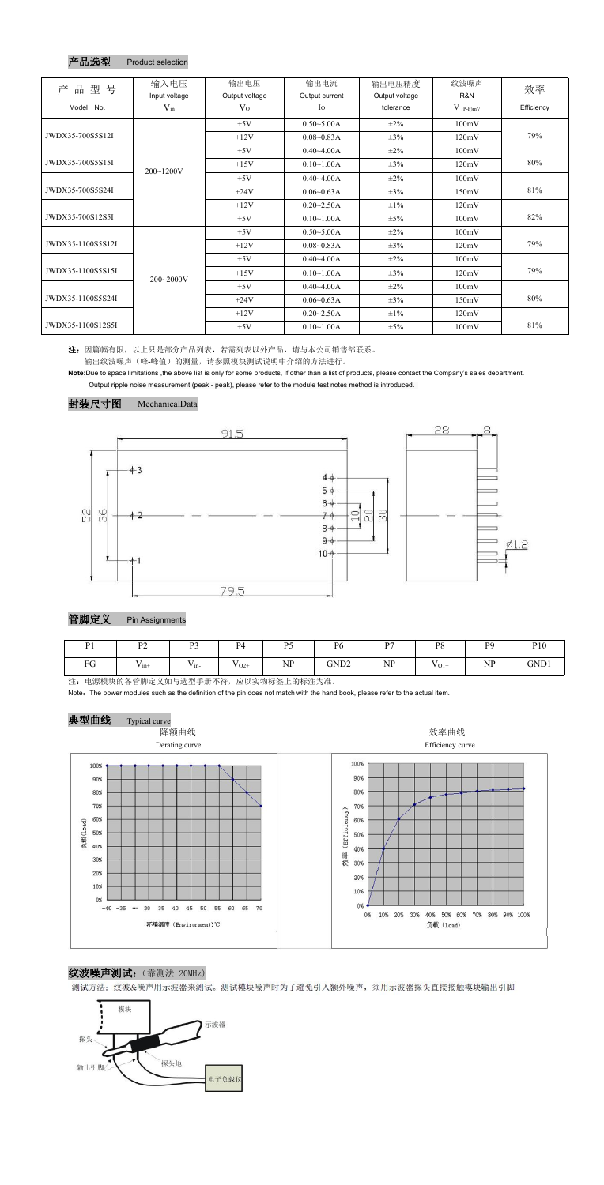## 产品选型 Product selection

| 产 品 型 号<br>Model No. | 输入电压<br>Input voltage<br>$V_{in}$ | 输出电压<br>Output voltage<br>$V_O$ | 输出电流<br>Output current<br>$I_O$ | 输出电压精度<br>Output voltage tolerance | 纹波噪声<br>R&N<br>$V_{(P-P)mV}$ | 效率<br>Efficiency |
|---|---|---|---|---|---|---|
| JWDX35-700S5S12I | 200~1200V | +5V | 0.50~5.00A | ±2% | 100mV | 79% |
| | | +12V | 0.08~0.83A | ±3% | 120mV | |
| JWDX35-700S5S15I | | +5V | 0.40~4.00A | ±2% | 100mV | 80% |
| | | +15V | 0.10~1.00A | ±3% | 120mV | |
| JWDX35-700S5S24I | | +5V | 0.40~4.00A | ±2% | 100mV | 81% |
| | | +24V | 0.06~0.63A | ±3% | 150mV | |
| JWDX35-700S12S5I | | +12V | 0.20~2.50A | ±1% | 120mV | 82% |
| | | +5V | 0.10~1.00A | ±5% | 100mV | |
| JWDX35-1100S5S12I | 200~2000V | +5V | 0.50~5.00A | ±2% | 100mV | 79% |
| | | +12V | 0.08~0.83A | ±3% | 120mV | |
| JWDX35-1100S5S15I | | +5V | 0.40~4.00A | ±2% | 100mV | 79% |
| | | +15V | 0.10~1.00A | ±3% | 120mV | |
| JWDX35-1100S5S24I | | +5V | 0.40~4.00A | ±2% | 100mV | 80% |
| | | +24V | 0.06~0.63A | ±3% | 150mV | |
| JWDX35-1100S12S5I | | +12V | 0.20~2.50A | ±1% | 120mV | 81% |
| | | +5V | 0.10~1.00A | ±5% | 100mV | |

**注：**因篇幅有限，以上只是部分产品列表，若需列表以外产品，请与本公司销售部联系。
输出纹波噪声（峰-峰值）的测量，请参照模块测试说明中介绍的方法进行。

**Note:**Due to space limitations ,the above list is only for some products, If other than a list of products, please contact the Company's sales department.
Output ripple noise measurement (peak - peak), please refer to the module test notes method is introduced.

## 封装尺寸图 MechanicalData

91.5
79.5
52
36
10
20
30
28
8
Ø1.2
1 2 3 4 5 6 7 8 9 10

## 管脚定义 Pin Assignments

| P1 | P2 | P3 | P4 | P5 | P6 | P7 | P8 | P9 | P10 |
|---|---|---|---|---|---|---|---|---|---|
| FG | $V_{in+}$ | $V_{in-}$ | $V_{O2+}$ | NP | GND2 | NP | $V_{O1+}$ | NP | GND1 |

注：电源模块的各管脚定义如与选型手册不符，应以实物标签上的标注为准。
Note：The power modules such as the definition of the pin does not match with the hand book, please refer to the actual item.

## 典型曲线 Typical curve

降额曲线
Derating curve

负载(Load)
100%
90%
80%
70%
60%
50%
40%
30%
20%
10%
0%
-40 -35 ··· 30 35 40 45 50 55 60 65 70
环境温度 (Environment)℃

效率曲线
Efficiency curve

效率 (Efficiency)
100%
90%
80%
70%
60%
50%
40%
30%
20%
10%
0%
0% 10% 20% 30% 40% 50% 60% 70% 80% 90% 100%
负载 (Load)

## 纹波噪声测试：（靠测法 20MHz）

测试方法：纹波&噪声用示波器来测试。测试模块噪声时为了避免引入额外噪声，须用示波器探头直接接触模块输出引脚

模块
示波器
探头
探头地
输出引脚
电子负载仪